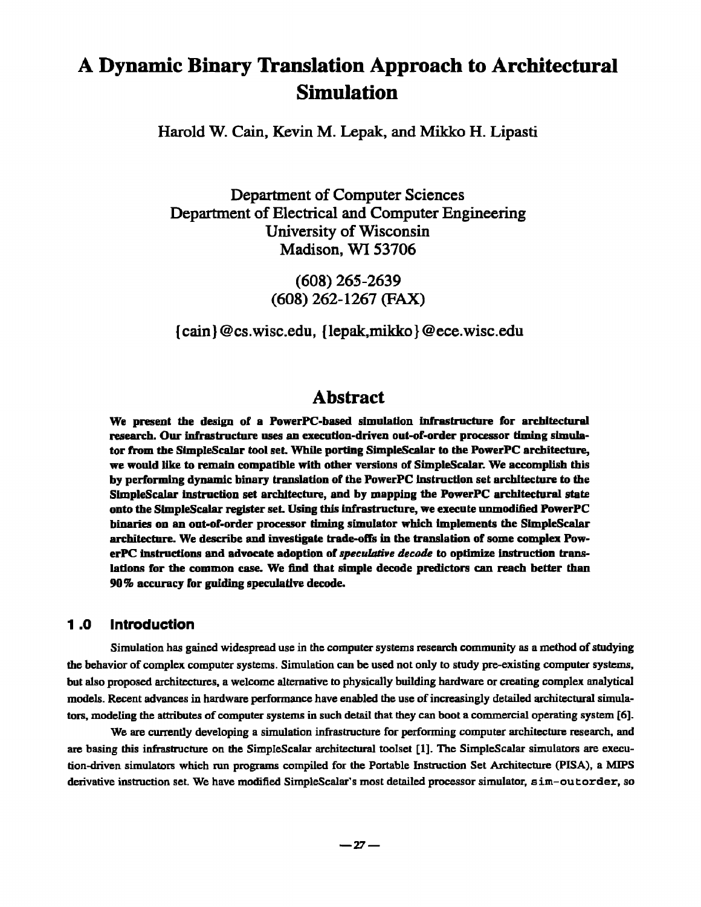# A Dynamic Binary Translation Approach to Architectural Simulation

Harold W. Cain, Kevin M. Lepak, and Mikko H. Lipasti

Department of Computer Sciences
Department of Electrical and Computer Engineering
University of Wisconsin
Madison, WI 53706

(608) 265-2639
(608) 262-1267 (FAX)

{cain}@cs.wisc.edu, {lepak,mikko}@ece.wisc.edu

## Abstract

**We present the design of a PowerPC-based simulation infrastructure for architectural research. Our infrastructure uses an execution-driven out-of-order processor timing simulator from the SimpleScalar tool set. While porting SimpleScalar to the PowerPC architecture, we would like to remain compatible with other versions of SimpleScalar. We accomplish this by performing dynamic binary translation of the PowerPC instruction set architecture to the SimpleScalar instruction set architecture, and by mapping the PowerPC architectural state onto the SimpleScalar register set. Using this infrastructure, we execute unmodified PowerPC binaries on an out-of-order processor timing simulator which implements the SimpleScalar architecture. We describe and investigate trade-offs in the translation of some complex PowerPC instructions and advocate adoption of *speculative decode* to optimize instruction translations for the common case. We find that simple decode predictors can reach better than 90% accuracy for guiding speculative decode.**

## 1.0 Introduction

Simulation has gained widespread use in the computer systems research community as a method of studying the behavior of complex computer systems. Simulation can be used not only to study pre-existing computer systems, but also proposed architectures, a welcome alternative to physically building hardware or creating complex analytical models. Recent advances in hardware performance have enabled the use of increasingly detailed architectural simulators, modeling the attributes of computer systems in such detail that they can boot a commercial operating system [6].

We are currently developing a simulation infrastructure for performing computer architecture research, and are basing this infrastructure on the SimpleScalar architectural toolset [1]. The SimpleScalar simulators are execution-driven simulators which run programs compiled for the Portable Instruction Set Architecture (PISA), a MIPS derivative instruction set. We have modified SimpleScalar's most detailed processor simulator, `sim-outorder`, so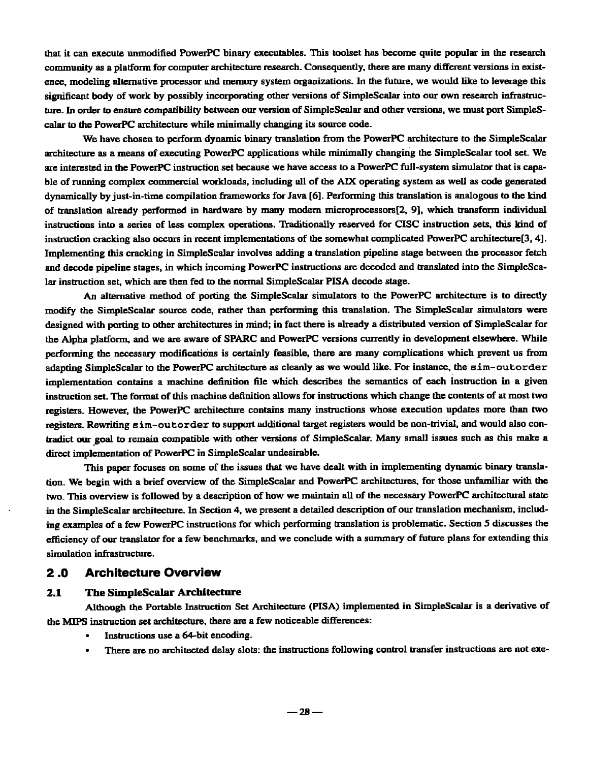that it can execute unmodified PowerPC binary executables. This toolset has become quite popular in the research community as a platform for computer architecture research. Consequently, there are many different versions in existence, modeling alternative processor and memory system organizations. In the future, we would like to leverage this significant body of work by possibly incorporating other versions of SimpleScalar into our own research infrastructure. In order to ensure compatibility between our version of SimpleScalar and other versions, we must port SimpleScalar to the PowerPC architecture while minimally changing its source code.

We have chosen to perform dynamic binary translation from the PowerPC architecture to the SimpleScalar architecture as a means of executing PowerPC applications while minimally changing the SimpleScalar tool set. We are interested in the PowerPC instruction set because we have access to a PowerPC full-system simulator that is capable of running complex commercial workloads, including all of the AIX operating system as well as code generated dynamically by just-in-time compilation frameworks for Java [6]. Performing this translation is analogous to the kind of translation already performed in hardware by many modern microprocessors[2, 9], which transform individual instructions into a series of less complex operations. Traditionally reserved for CISC instruction sets, this kind of instruction cracking also occurs in recent implementations of the somewhat complicated PowerPC architecture[3, 4]. Implementing this cracking in SimpleScalar involves adding a translation pipeline stage between the processor fetch and decode pipeline stages, in which incoming PowerPC instructions are decoded and translated into the SimpleScalar instruction set, which are then fed to the normal SimpleScalar PISA decode stage.

An alternative method of porting the SimpleScalar simulators to the PowerPC architecture is to directly modify the SimpleScalar source code, rather than performing this translation. The SimpleScalar simulators were designed with porting to other architectures in mind; in fact there is already a distributed version of SimpleScalar for the Alpha platform, and we are aware of SPARC and PowerPC versions currently in development elsewhere. While performing the necessary modifications is certainly feasible, there are many complications which prevent us from adapting SimpleScalar to the PowerPC architecture as cleanly as we would like. For instance, the `sim-outorder` implementation contains a machine definition file which describes the semantics of each instruction in a given instruction set. The format of this machine definition allows for instructions which change the contents of at most two registers. However, the PowerPC architecture contains many instructions whose execution updates more than two registers. Rewriting `sim-outorder` to support additional target registers would be non-trivial, and would also contradict our goal to remain compatible with other versions of SimpleScalar. Many small issues such as this make a direct implementation of PowerPC in SimpleScalar undesirable.

This paper focuses on some of the issues that we have dealt with in implementing dynamic binary translation. We begin with a brief overview of the SimpleScalar and PowerPC architectures, for those unfamiliar with the two. This overview is followed by a description of how we maintain all of the necessary PowerPC architectural state in the SimpleScalar architecture. In Section 4, we present a detailed description of our translation mechanism, including examples of a few PowerPC instructions for which performing translation is problematic. Section 5 discusses the efficiency of our translator for a few benchmarks, and we conclude with a summary of future plans for extending this simulation infrastructure.

## 2.0 Architecture Overview

### 2.1 The SimpleScalar Architecture

Although the Portable Instruction Set Architecture (PISA) implemented in SimpleScalar is a derivative of the MIPS instruction set architecture, there are a few noticeable differences:

- Instructions use a 64-bit encoding.
- There are no architected delay slots: the instructions following control transfer instructions are not exe-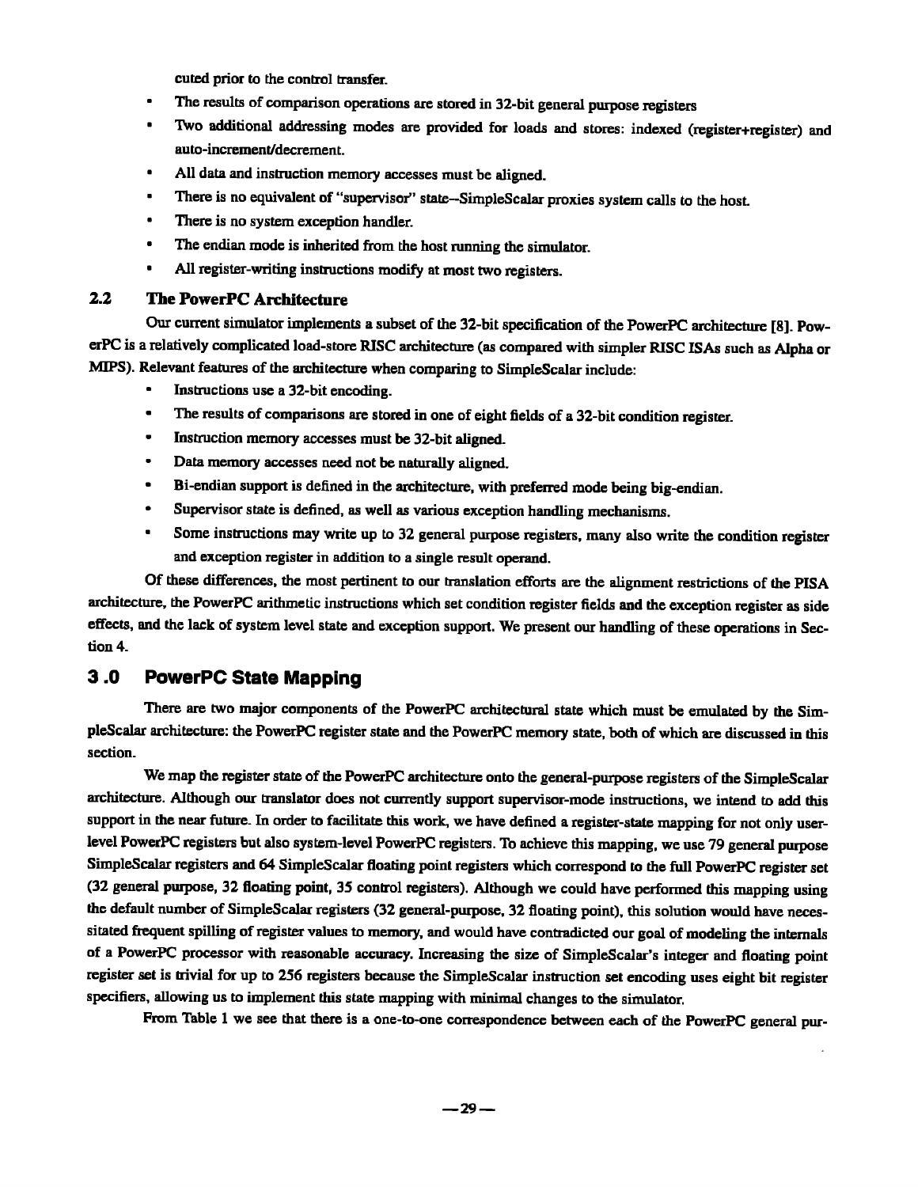cuted prior to the control transfer.

- The results of comparison operations are stored in 32-bit general purpose registers
- Two additional addressing modes are provided for loads and stores: indexed (register+register) and auto-increment/decrement.
- All data and instruction memory accesses must be aligned.
- There is no equivalent of "supervisor" state–SimpleScalar proxies system calls to the host.
- There is no system exception handler.
- The endian mode is inherited from the host running the simulator.
- All register-writing instructions modify at most two registers.

### 2.2 The PowerPC Architecture

Our current simulator implements a subset of the 32-bit specification of the PowerPC architecture [8]. PowerPC is a relatively complicated load-store RISC architecture (as compared with simpler RISC ISAs such as Alpha or MIPS). Relevant features of the architecture when comparing to SimpleScalar include:

- Instructions use a 32-bit encoding.
- The results of comparisons are stored in one of eight fields of a 32-bit condition register.
- Instruction memory accesses must be 32-bit aligned.
- Data memory accesses need not be naturally aligned.
- Bi-endian support is defined in the architecture, with preferred mode being big-endian.
- Supervisor state is defined, as well as various exception handling mechanisms.
- Some instructions may write up to 32 general purpose registers, many also write the condition register and exception register in addition to a single result operand.

Of these differences, the most pertinent to our translation efforts are the alignment restrictions of the PISA architecture, the PowerPC arithmetic instructions which set condition register fields and the exception register as side effects, and the lack of system level state and exception support. We present our handling of these operations in Section 4.

## 3.0 PowerPC State Mapping

There are two major components of the PowerPC architectural state which must be emulated by the SimpleScalar architecture: the PowerPC register state and the PowerPC memory state, both of which are discussed in this section.

We map the register state of the PowerPC architecture onto the general-purpose registers of the SimpleScalar architecture. Although our translator does not currently support supervisor-mode instructions, we intend to add this support in the near future. In order to facilitate this work, we have defined a register-state mapping for not only user-level PowerPC registers but also system-level PowerPC registers. To achieve this mapping, we use 79 general purpose SimpleScalar registers and 64 SimpleScalar floating point registers which correspond to the full PowerPC register set (32 general purpose, 32 floating point, 35 control registers). Although we could have performed this mapping using the default number of SimpleScalar registers (32 general-purpose, 32 floating point), this solution would have necessitated frequent spilling of register values to memory, and would have contradicted our goal of modeling the internals of a PowerPC processor with reasonable accuracy. Increasing the size of SimpleScalar's integer and floating point register set is trivial for up to 256 registers because the SimpleScalar instruction set encoding uses eight bit register specifiers, allowing us to implement this state mapping with minimal changes to the simulator.

From Table 1 we see that there is a one-to-one correspondence between each of the PowerPC general pur-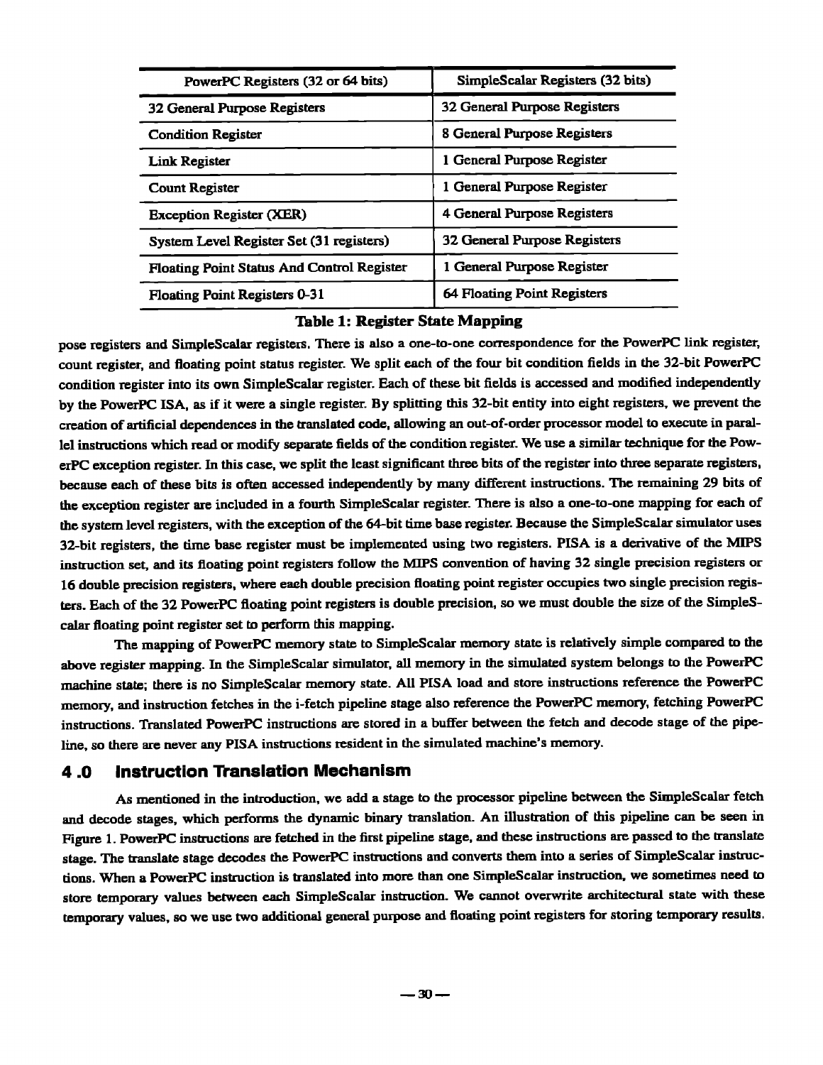| PowerPC Registers (32 or 64 bits) | SimpleScalar Registers (32 bits) |
| --- | --- |
| 32 General Purpose Registers | 32 General Purpose Registers |
| Condition Register | 8 General Purpose Registers |
| Link Register | 1 General Purpose Register |
| Count Register | 1 General Purpose Register |
| Exception Register (XER) | 4 General Purpose Registers |
| System Level Register Set (31 registers) | 32 General Purpose Registers |
| Floating Point Status And Control Register | 1 General Purpose Register |
| Floating Point Registers 0-31 | 64 Floating Point Registers |

**Table 1: Register State Mapping**

pose registers and SimpleScalar registers. There is also a one-to-one correspondence for the PowerPC link register, count register, and floating point status register. We split each of the four bit condition fields in the 32-bit PowerPC condition register into its own SimpleScalar register. Each of these bit fields is accessed and modified independently by the PowerPC ISA, as if it were a single register. By splitting this 32-bit entity into eight registers, we prevent the creation of artificial dependences in the translated code, allowing an out-of-order processor model to execute in parallel instructions which read or modify separate fields of the condition register. We use a similar technique for the PowerPC exception register. In this case, we split the least significant three bits of the register into three separate registers, because each of these bits is often accessed independently by many different instructions. The remaining 29 bits of the exception register are included in a fourth SimpleScalar register. There is also a one-to-one mapping for each of the system level registers, with the exception of the 64-bit time base register. Because the SimpleScalar simulator uses 32-bit registers, the time base register must be implemented using two registers. PISA is a derivative of the MIPS instruction set, and its floating point registers follow the MIPS convention of having 32 single precision registers or 16 double precision registers, where each double precision floating point register occupies two single precision registers. Each of the 32 PowerPC floating point registers is double precision, so we must double the size of the SimpleScalar floating point register set to perform this mapping.

The mapping of PowerPC memory state to SimpleScalar memory state is relatively simple compared to the above register mapping. In the SimpleScalar simulator, all memory in the simulated system belongs to the PowerPC machine state; there is no SimpleScalar memory state. All PISA load and store instructions reference the PowerPC memory, and instruction fetches in the i-fetch pipeline stage also reference the PowerPC memory, fetching PowerPC instructions. Translated PowerPC instructions are stored in a buffer between the fetch and decode stage of the pipeline, so there are never any PISA instructions resident in the simulated machine's memory.

## 4.0 Instruction Translation Mechanism

As mentioned in the introduction, we add a stage to the processor pipeline between the SimpleScalar fetch and decode stages, which performs the dynamic binary translation. An illustration of this pipeline can be seen in Figure 1. PowerPC instructions are fetched in the first pipeline stage, and these instructions are passed to the translate stage. The translate stage decodes the PowerPC instructions and converts them into a series of SimpleScalar instructions. When a PowerPC instruction is translated into more than one SimpleScalar instruction, we sometimes need to store temporary values between each SimpleScalar instruction. We cannot overwrite architectural state with these temporary values, so we use two additional general purpose and floating point registers for storing temporary results.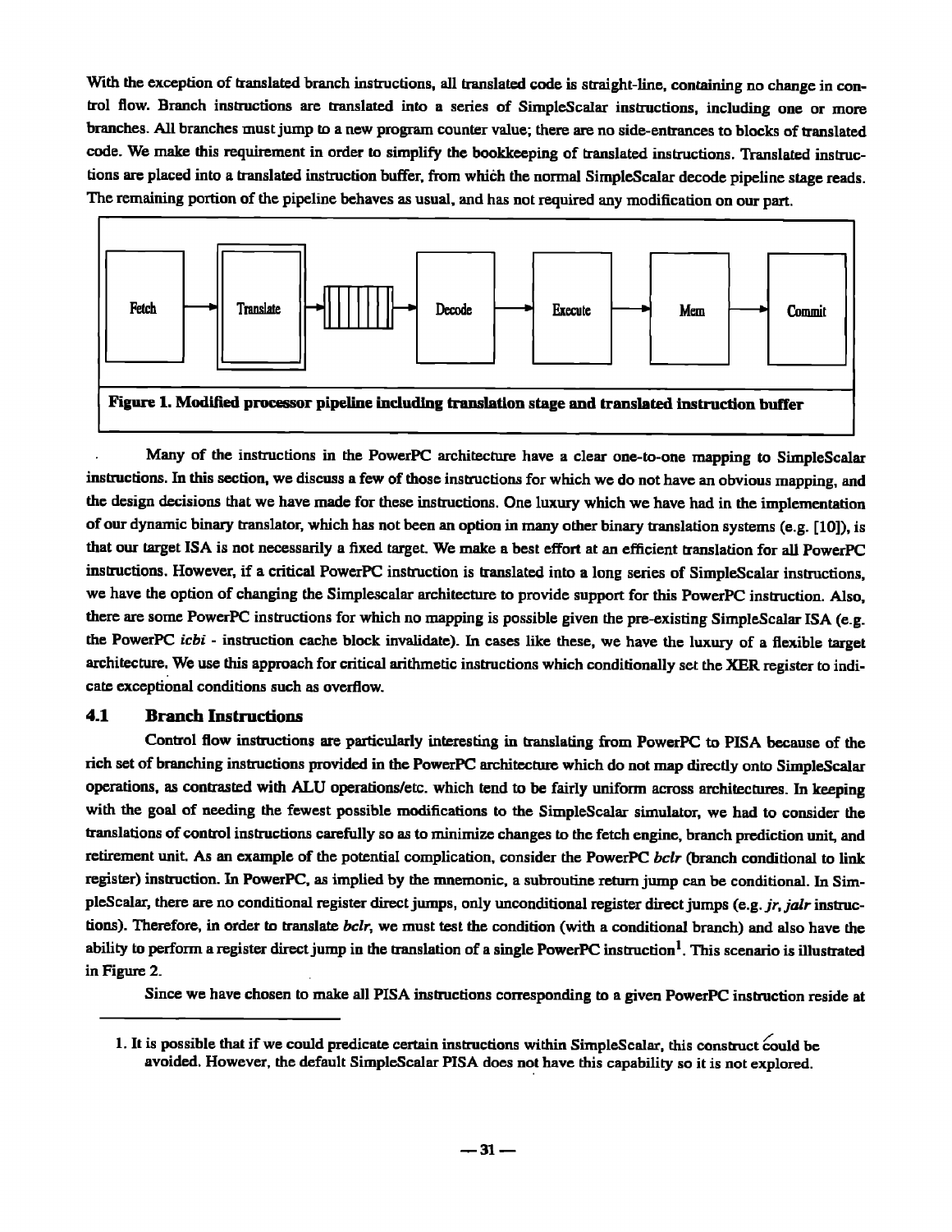With the exception of translated branch instructions, all translated code is straight-line, containing no change in control flow. Branch instructions are translated into a series of SimpleScalar instructions, including one or more branches. All branches must jump to a new program counter value; there are no side-entrances to blocks of translated code. We make this requirement in order to simplify the bookkeeping of translated instructions. Translated instructions are placed into a translated instruction buffer, from which the normal SimpleScalar decode pipeline stage reads. The remaining portion of the pipeline behaves as usual, and has not required any modification on our part.

Fetch → Translate → [buffer] → Decode → Execute → Mem → Commit

**Figure 1. Modified processor pipeline including translation stage and translated instruction buffer**

Many of the instructions in the PowerPC architecture have a clear one-to-one mapping to SimpleScalar instructions. In this section, we discuss a few of those instructions for which we do not have an obvious mapping, and the design decisions that we have made for these instructions. One luxury which we have had in the implementation of our dynamic binary translator, which has not been an option in many other binary translation systems (e.g. [10]), is that our target ISA is not necessarily a fixed target. We make a best effort at an efficient translation for all PowerPC instructions. However, if a critical PowerPC instruction is translated into a long series of SimpleScalar instructions, we have the option of changing the Simplescalar architecture to provide support for this PowerPC instruction. Also, there are some PowerPC instructions for which no mapping is possible given the pre-existing SimpleScalar ISA (e.g. the PowerPC *icbi* - instruction cache block invalidate). In cases like these, we have the luxury of a flexible target architecture. We use this approach for critical arithmetic instructions which conditionally set the XER register to indicate exceptional conditions such as overflow.

### 4.1 Branch Instructions

Control flow instructions are particularly interesting in translating from PowerPC to PISA because of the rich set of branching instructions provided in the PowerPC architecture which do not map directly onto SimpleScalar operations, as contrasted with ALU operations/etc. which tend to be fairly uniform across architectures. In keeping with the goal of needing the fewest possible modifications to the SimpleScalar simulator, we had to consider the translations of control instructions carefully so as to minimize changes to the fetch engine, branch prediction unit, and retirement unit. As an example of the potential complication, consider the PowerPC *bclr* (branch conditional to link register) instruction. In PowerPC, as implied by the mnemonic, a subroutine return jump can be conditional. In SimpleScalar, there are no conditional register direct jumps, only unconditional register direct jumps (e.g. *jr*, *jalr* instructions). Therefore, in order to translate *bclr*, we must test the condition (with a conditional branch) and also have the ability to perform a register direct jump in the translation of a single PowerPC instruction[1]. This scenario is illustrated in Figure 2.

Since we have chosen to make all PISA instructions corresponding to a given PowerPC instruction reside at

1. It is possible that if we could predicate certain instructions within SimpleScalar, this construct could be avoided. However, the default SimpleScalar PISA does not have this capability so it is not explored.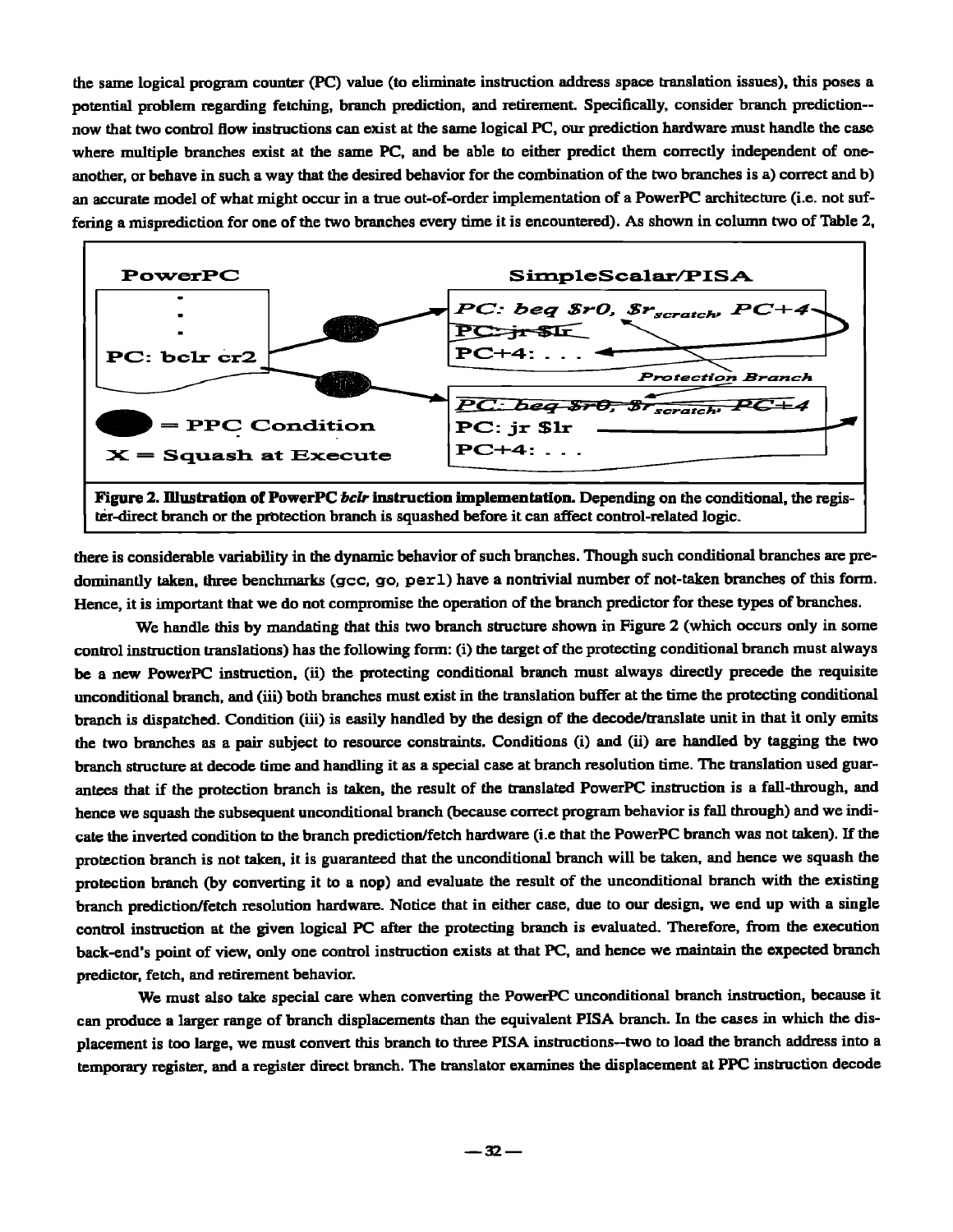the same logical program counter (PC) value (to eliminate instruction address space translation issues), this poses a potential problem regarding fetching, branch prediction, and retirement. Specifically, consider branch prediction--now that two control flow instructions can exist at the same logical PC, our prediction hardware must handle the case where multiple branches exist at the same PC, and be able to either predict them correctly independent of one-another, or behave in such a way that the desired behavior for the combination of the two branches is a) correct and b) an accurate model of what might occur in a true out-of-order implementation of a PowerPC architecture (i.e. not suffering a misprediction for one of the two branches every time it is encountered). As shown in column two of Table 2,

**Figure 2. Illustration of PowerPC *bclr* instruction implementation.** Depending on the conditional, the register-direct branch or the protection branch is squashed before it can affect control-related logic.

there is considerable variability in the dynamic behavior of such branches. Though such conditional branches are predominantly taken, three benchmarks (gcc, go, perl) have a nontrivial number of not-taken branches of this form. Hence, it is important that we do not compromise the operation of the branch predictor for these types of branches.

We handle this by mandating that this two branch structure shown in Figure 2 (which occurs only in some control instruction translations) has the following form: (i) the target of the protecting conditional branch must always be a new PowerPC instruction, (ii) the protecting conditional branch must always directly precede the requisite unconditional branch, and (iii) both branches must exist in the translation buffer at the time the protecting conditional branch is dispatched. Condition (iii) is easily handled by the design of the decode/translate unit in that it only emits the two branches as a pair subject to resource constraints. Conditions (i) and (ii) are handled by tagging the two branch structure at decode time and handling it as a special case at branch resolution time. The translation used guarantees that if the protection branch is taken, the result of the translated PowerPC instruction is a fall-through, and hence we squash the subsequent unconditional branch (because correct program behavior is fall through) and we indicate the inverted condition to the branch prediction/fetch hardware (i.e that the PowerPC branch was not taken). If the protection branch is not taken, it is guaranteed that the unconditional branch will be taken, and hence we squash the protection branch (by converting it to a nop) and evaluate the result of the unconditional branch with the existing branch prediction/fetch resolution hardware. Notice that in either case, due to our design, we end up with a single control instruction at the given logical PC after the protecting branch is evaluated. Therefore, from the execution back-end's point of view, only one control instruction exists at that PC, and hence we maintain the expected branch predictor, fetch, and retirement behavior.

We must also take special care when converting the PowerPC unconditional branch instruction, because it can produce a larger range of branch displacements than the equivalent PISA branch. In the cases in which the displacement is too large, we must convert this branch to three PISA instructions--two to load the branch address into a temporary register, and a register direct branch. The translator examines the displacement at PPC instruction decode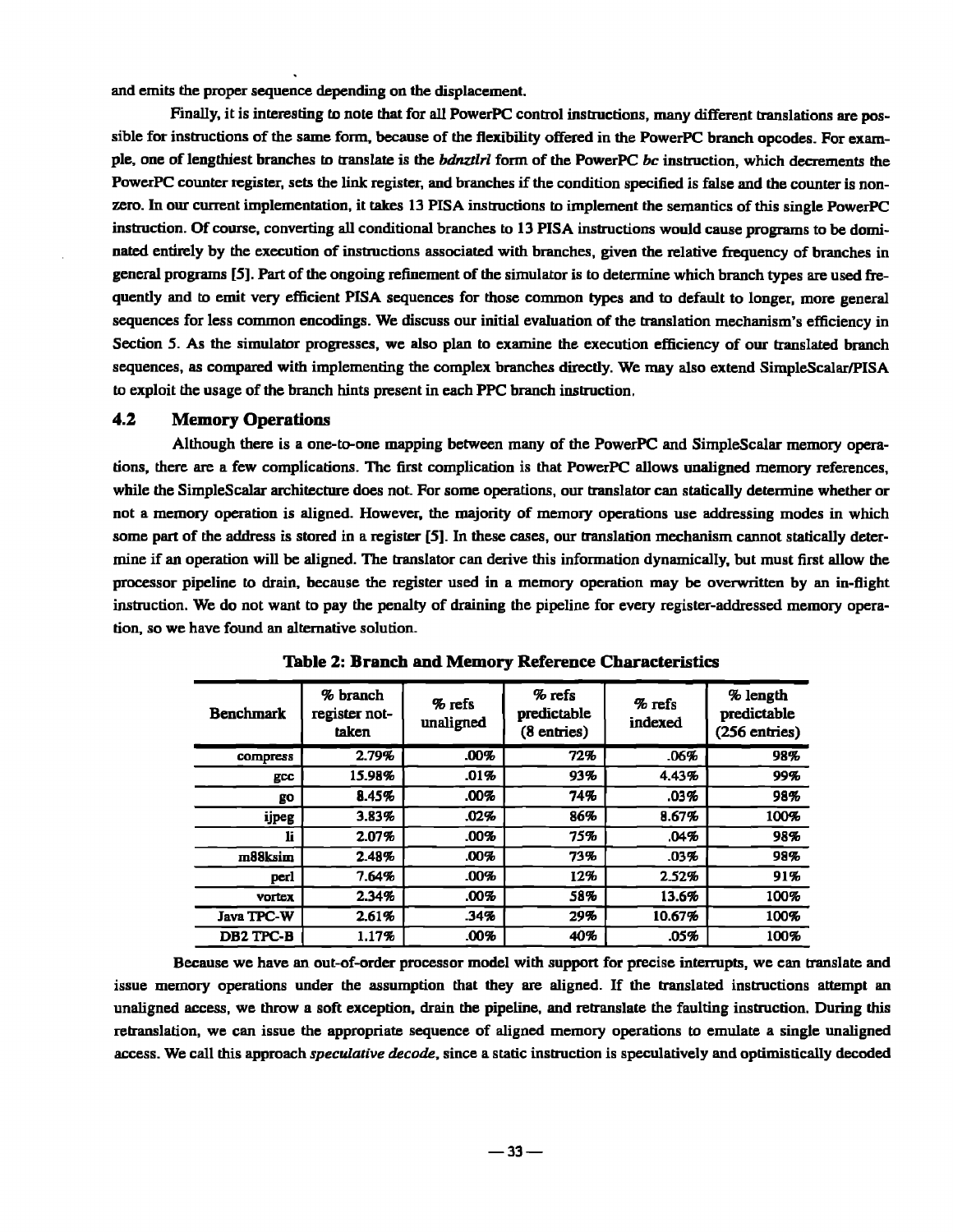and emits the proper sequence depending on the displacement.

Finally, it is interesting to note that for all PowerPC control instructions, many different translations are possible for instructions of the same form, because of the flexibility offered in the PowerPC branch opcodes. For example, one of lengthiest branches to translate is the *bdnztlrl* form of the PowerPC *bc* instruction, which decrements the PowerPC counter register, sets the link register, and branches if the condition specified is false and the counter is nonzero. In our current implementation, it takes 13 PISA instructions to implement the semantics of this single PowerPC instruction. Of course, converting all conditional branches to 13 PISA instructions would cause programs to be dominated entirely by the execution of instructions associated with branches, given the relative frequency of branches in general programs [5]. Part of the ongoing refinement of the simulator is to determine which branch types are used frequently and to emit very efficient PISA sequences for those common types and to default to longer, more general sequences for less common encodings. We discuss our initial evaluation of the translation mechanism's efficiency in Section 5. As the simulator progresses, we also plan to examine the execution efficiency of our translated branch sequences, as compared with implementing the complex branches directly. We may also extend SimpleScalar/PISA to exploit the usage of the branch hints present in each PPC branch instruction.

### 4.2 Memory Operations

Although there is a one-to-one mapping between many of the PowerPC and SimpleScalar memory operations, there are a few complications. The first complication is that PowerPC allows unaligned memory references, while the SimpleScalar architecture does not. For some operations, our translator can statically determine whether or not a memory operation is aligned. However, the majority of memory operations use addressing modes in which some part of the address is stored in a register [5]. In these cases, our translation mechanism cannot statically determine if an operation will be aligned. The translator can derive this information dynamically, but must first allow the processor pipeline to drain, because the register used in a memory operation may be overwritten by an in-flight instruction. We do not want to pay the penalty of draining the pipeline for every register-addressed memory operation, so we have found an alternative solution.

**Table 2: Branch and Memory Reference Characteristics**

| Benchmark | % branch register not-taken | % refs unaligned | % refs predictable (8 entries) | % refs indexed | % length predictable (256 entries) |
|---|---|---|---|---|---|
| compress | 2.79% | .00% | 72% | .06% | 98% |
| gcc | 15.98% | .01% | 93% | 4.43% | 99% |
| go | 8.45% | .00% | 74% | .03% | 98% |
| ijpeg | 3.83% | .02% | 86% | 8.67% | 100% |
| li | 2.07% | .00% | 75% | .04% | 98% |
| m88ksim | 2.48% | .00% | 73% | .03% | 98% |
| perl | 7.64% | .00% | 12% | 2.52% | 91% |
| vortex | 2.34% | .00% | 58% | 13.6% | 100% |
| Java TPC-W | 2.61% | .34% | 29% | 10.67% | 100% |
| DB2 TPC-B | 1.17% | .00% | 40% | .05% | 100% |

Because we have an out-of-order processor model with support for precise interrupts, we can translate and issue memory operations under the assumption that they are aligned. If the translated instructions attempt an unaligned access, we throw a soft exception, drain the pipeline, and retranslate the faulting instruction. During this retranslation, we can issue the appropriate sequence of aligned memory operations to emulate a single unaligned access. We call this approach *speculative decode*, since a static instruction is speculatively and optimistically decoded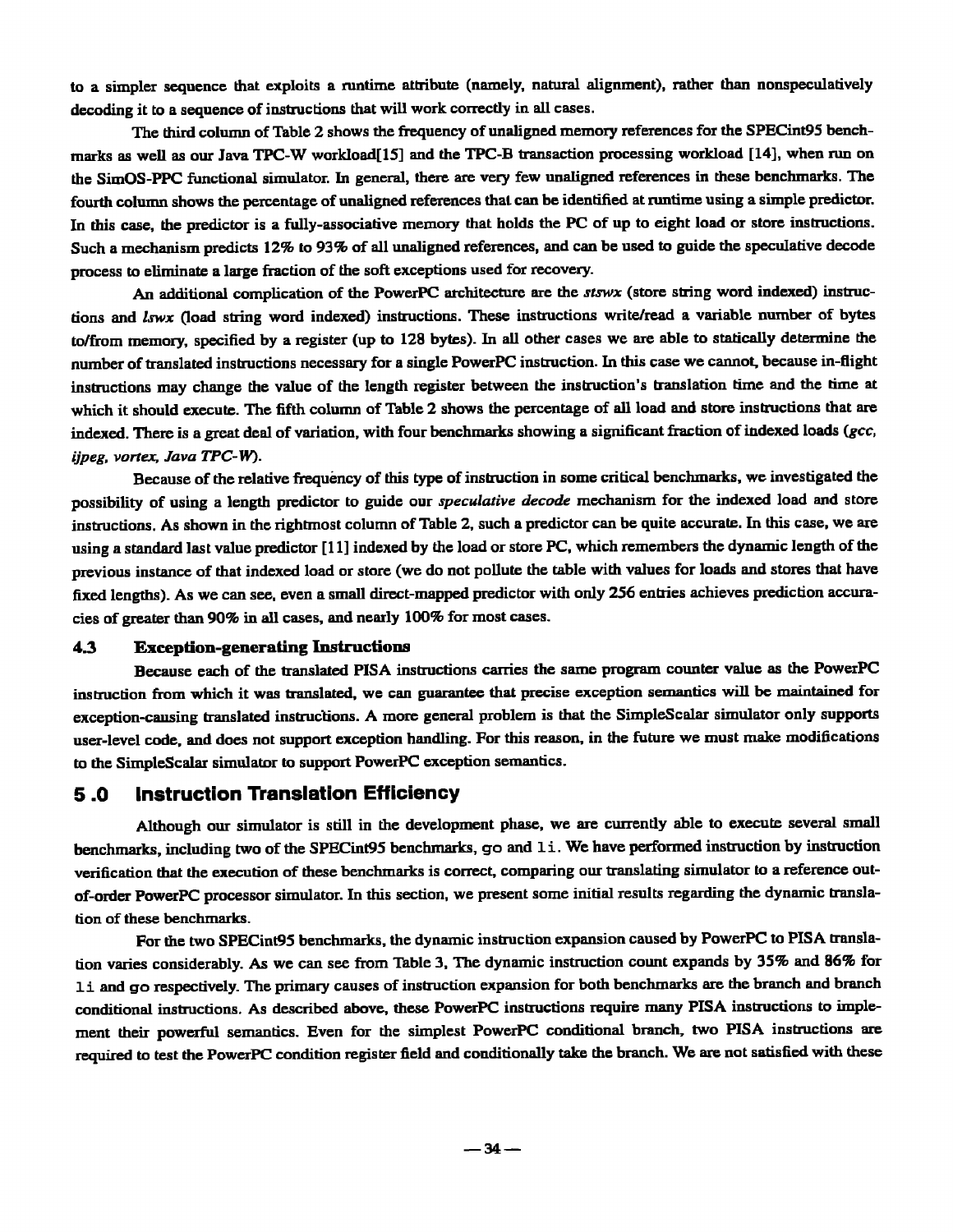to a simpler sequence that exploits a runtime attribute (namely, natural alignment), rather than nonspeculatively decoding it to a sequence of instructions that will work correctly in all cases.

The third column of Table 2 shows the frequency of unaligned memory references for the SPECint95 benchmarks as well as our Java TPC-W workload[15] and the TPC-B transaction processing workload [14], when run on the SimOS-PPC functional simulator. In general, there are very few unaligned references in these benchmarks. The fourth column shows the percentage of unaligned references that can be identified at runtime using a simple predictor. In this case, the predictor is a fully-associative memory that holds the PC of up to eight load or store instructions. Such a mechanism predicts 12% to 93% of all unaligned references, and can be used to guide the speculative decode process to eliminate a large fraction of the soft exceptions used for recovery.

An additional complication of the PowerPC architecture are the *stswx* (store string word indexed) instructions and *lswx* (load string word indexed) instructions. These instructions write/read a variable number of bytes to/from memory, specified by a register (up to 128 bytes). In all other cases we are able to statically determine the number of translated instructions necessary for a single PowerPC instruction. In this case we cannot, because in-flight instructions may change the value of the length register between the instruction's translation time and the time at which it should execute. The fifth column of Table 2 shows the percentage of all load and store instructions that are indexed. There is a great deal of variation, with four benchmarks showing a significant fraction of indexed loads (*gcc, ijpeg, vortex, Java TPC-W*).

Because of the relative frequency of this type of instruction in some critical benchmarks, we investigated the possibility of using a length predictor to guide our *speculative decode* mechanism for the indexed load and store instructions. As shown in the rightmost column of Table 2, such a predictor can be quite accurate. In this case, we are using a standard last value predictor [11] indexed by the load or store PC, which remembers the dynamic length of the previous instance of that indexed load or store (we do not pollute the table with values for loads and stores that have fixed lengths). As we can see, even a small direct-mapped predictor with only 256 entries achieves prediction accuracies of greater than 90% in all cases, and nearly 100% for most cases.

### 4.3 Exception-generating Instructions

Because each of the translated PISA instructions carries the same program counter value as the PowerPC instruction from which it was translated, we can guarantee that precise exception semantics will be maintained for exception-causing translated instructions. A more general problem is that the SimpleScalar simulator only supports user-level code, and does not support exception handling. For this reason, in the future we must make modifications to the SimpleScalar simulator to support PowerPC exception semantics.

## 5.0 Instruction Translation Efficiency

Although our simulator is still in the development phase, we are currently able to execute several small benchmarks, including two of the SPECint95 benchmarks, `go` and `li`. We have performed instruction by instruction verification that the execution of these benchmarks is correct, comparing our translating simulator to a reference out-of-order PowerPC processor simulator. In this section, we present some initial results regarding the dynamic translation of these benchmarks.

For the two SPECint95 benchmarks, the dynamic instruction expansion caused by PowerPC to PISA translation varies considerably. As we can see from Table 3, The dynamic instruction count expands by 35% and 86% for `li` and `go` respectively. The primary causes of instruction expansion for both benchmarks are the branch and branch conditional instructions. As described above, these PowerPC instructions require many PISA instructions to implement their powerful semantics. Even for the simplest PowerPC conditional branch, two PISA instructions are required to test the PowerPC condition register field and conditionally take the branch. We are not satisfied with these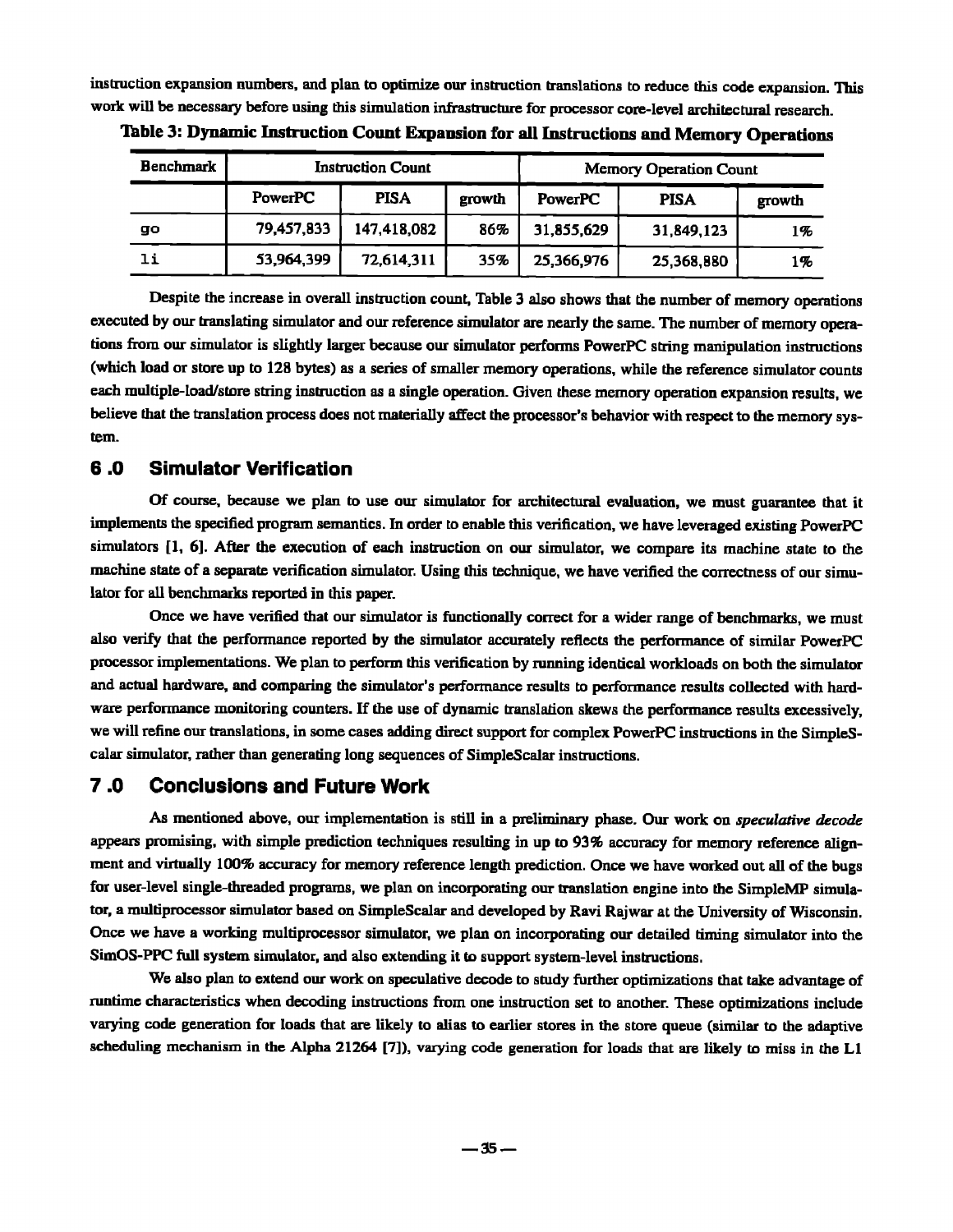instruction expansion numbers, and plan to optimize our instruction translations to reduce this code expansion. This work will be necessary before using this simulation infrastructure for processor core-level architectural research.

**Table 3: Dynamic Instruction Count Expansion for all Instructions and Memory Operations**

| Benchmark | Instruction Count | | | Memory Operation Count | | |
|---|---|---|---|---|---|---|
| | PowerPC | PISA | growth | PowerPC | PISA | growth |
| `go` | 79,457,833 | 147,418,082 | 86% | 31,855,629 | 31,849,123 | 1% |
| `li` | 53,964,399 | 72,614,311 | 35% | 25,366,976 | 25,368,880 | 1% |

Despite the increase in overall instruction count, Table 3 also shows that the number of memory operations executed by our translating simulator and our reference simulator are nearly the same. The number of memory operations from our simulator is slightly larger because our simulator performs PowerPC string manipulation instructions (which load or store up to 128 bytes) as a series of smaller memory operations, while the reference simulator counts each multiple-load/store string instruction as a single operation. Given these memory operation expansion results, we believe that the translation process does not materially affect the processor's behavior with respect to the memory system.

## 6.0 Simulator Verification

Of course, because we plan to use our simulator for architectural evaluation, we must guarantee that it implements the specified program semantics. In order to enable this verification, we have leveraged existing PowerPC simulators [1, 6]. After the execution of each instruction on our simulator, we compare its machine state to the machine state of a separate verification simulator. Using this technique, we have verified the correctness of our simulator for all benchmarks reported in this paper.

Once we have verified that our simulator is functionally correct for a wider range of benchmarks, we must also verify that the performance reported by the simulator accurately reflects the performance of similar PowerPC processor implementations. We plan to perform this verification by running identical workloads on both the simulator and actual hardware, and comparing the simulator's performance results to performance results collected with hardware performance monitoring counters. If the use of dynamic translation skews the performance results excessively, we will refine our translations, in some cases adding direct support for complex PowerPC instructions in the SimpleScalar simulator, rather than generating long sequences of SimpleScalar instructions.

## 7.0 Conclusions and Future Work

As mentioned above, our implementation is still in a preliminary phase. Our work on *speculative decode* appears promising, with simple prediction techniques resulting in up to 93% accuracy for memory reference alignment and virtually 100% accuracy for memory reference length prediction. Once we have worked out all of the bugs for user-level single-threaded programs, we plan on incorporating our translation engine into the SimpleMP simulator, a multiprocessor simulator based on SimpleScalar and developed by Ravi Rajwar at the University of Wisconsin. Once we have a working multiprocessor simulator, we plan on incorporating our detailed timing simulator into the SimOS-PPC full system simulator, and also extending it to support system-level instructions.

We also plan to extend our work on speculative decode to study further optimizations that take advantage of runtime characteristics when decoding instructions from one instruction set to another. These optimizations include varying code generation for loads that are likely to alias to earlier stores in the store queue (similar to the adaptive scheduling mechanism in the Alpha 21264 [7]), varying code generation for loads that are likely to miss in the L1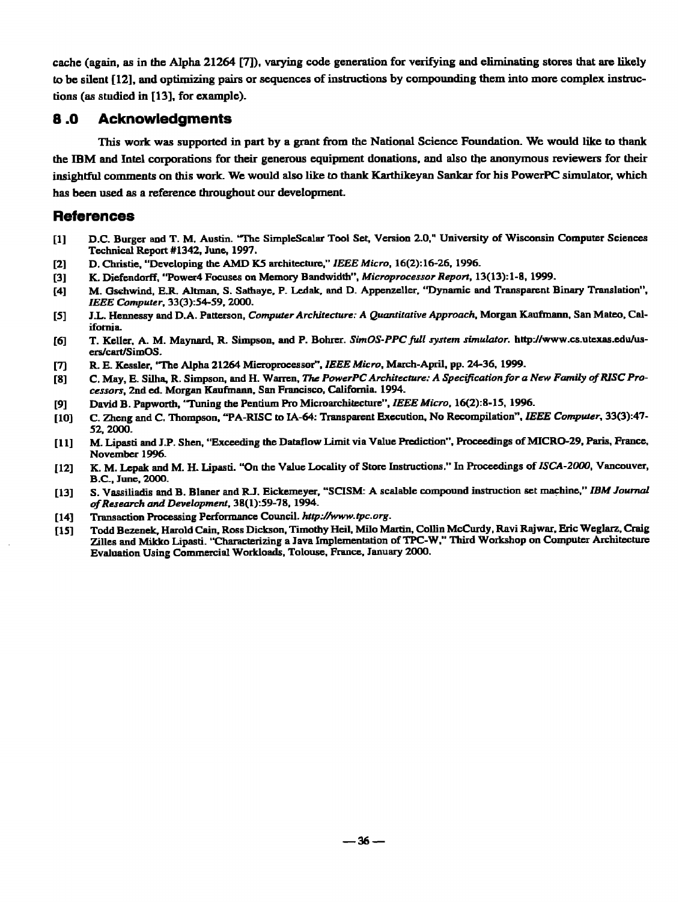cache (again, as in the Alpha 21264 [7]), varying code generation for verifying and eliminating stores that are likely to be silent [12], and optimizing pairs or sequences of instructions by compounding them into more complex instructions (as studied in [13], for example).

## 8.0 Acknowledgments

This work was supported in part by a grant from the National Science Foundation. We would like to thank the IBM and Intel corporations for their generous equipment donations, and also the anonymous reviewers for their insightful comments on this work. We would also like to thank Karthikeyan Sankar for his PowerPC simulator, which has been used as a reference throughout our development.

## References

[1] D.C. Burger and T. M. Austin. "The SimpleScalar Tool Set, Version 2.0," University of Wisconsin Computer Sciences Technical Report #1342, June, 1997.

[2] D. Christie, "Developing the AMD K5 architecture," *IEEE Micro*, 16(2):16-26, 1996.

[3] K. Diefendorff, "Power4 Focuses on Memory Bandwidth", *Microprocessor Report*, 13(13):1-8, 1999.

[4] M. Gschwind, E.R. Altman, S. Sathaye, P. Ledak, and D. Appenzeller, "Dynamic and Transparent Binary Translation", *IEEE Computer*, 33(3):54-59, 2000.

[5] J.L. Hennessy and D.A. Patterson, *Computer Architecture: A Quantitative Approach*, Morgan Kaufmann, San Mateo, California.

[6] T. Keller, A. M. Maynard, R. Simpson, and P. Bohrer. *SimOS-PPC full system simulator*. http://www.cs.utexas.edu/users/cart/SimOS.

[7] R. E. Kessler, "The Alpha 21264 Microprocessor", *IEEE Micro*, March-April, pp. 24-36, 1999.

[8] C. May, E. Silha, R. Simpson, and H. Warren, *The PowerPC Architecture: A Specification for a New Family of RISC Processors*, 2nd ed. Morgan Kaufmann, San Francisco, California. 1994.

[9] David B. Papworth, "Tuning the Pentium Pro Microarchitecture", *IEEE Micro*, 16(2):8-15, 1996.

[10] C. Zheng and C. Thompson, "PA-RISC to IA-64: Transparent Execution, No Recompilation", *IEEE Computer*, 33(3):47-52, 2000.

[11] M. Lipasti and J.P. Shen, "Exceeding the Dataflow Limit via Value Prediction", Proceedings of MICRO-29, Paris, France, November 1996.

[12] K. M. Lepak and M. H. Lipasti. "On the Value Locality of Store Instructions." In Proceedings of *ISCA-2000*, Vancouver, B.C., June, 2000.

[13] S. Vassiliadis and B. Blaner and R.J. Eickemeyer, "SCISM: A scalable compound instruction set machine," *IBM Journal of Research and Development*, 38(1):59-78, 1994.

[14] Transaction Processing Performance Council. *http://www.tpc.org*.

[15] Todd Bezenek, Harold Cain, Ross Dickson, Timothy Heil, Milo Martin, Collin McCurdy, Ravi Rajwar, Eric Weglarz, Craig Zilles and Mikko Lipasti. "Characterizing a Java Implementation of TPC-W," Third Workshop on Computer Architecture Evaluation Using Commercial Workloads, Tolouse, France, January 2000.